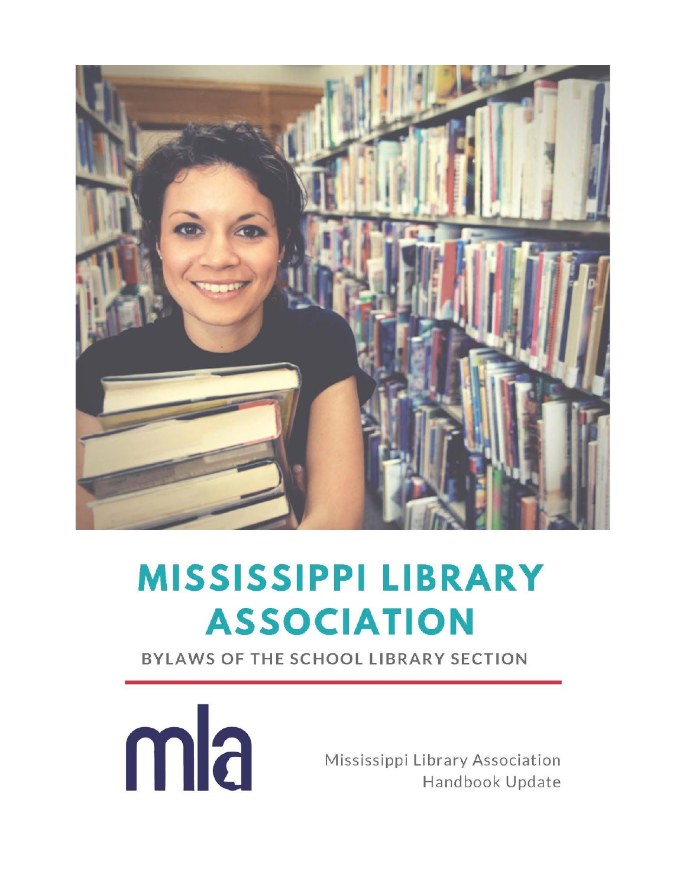# MISSISSIPPI LIBRARY ASSOCIATION

BYLAWS OF THE SCHOOL LIBRARY SECTION

mla

Mississippi Library Association
Handbook Update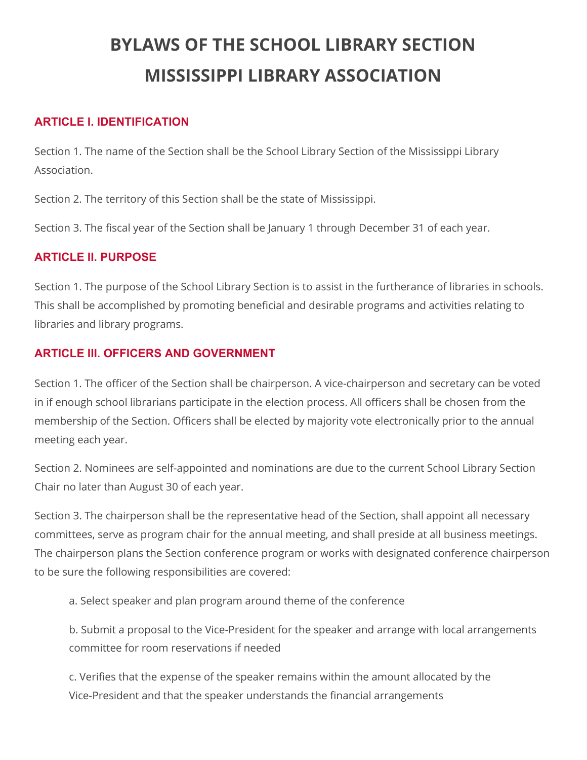# BYLAWS OF THE SCHOOL LIBRARY SECTION MISSISSIPPI LIBRARY ASSOCIATION

## ARTICLE I. IDENTIFICATION

Section 1. The name of the Section shall be the School Library Section of the Mississippi Library Association.

Section 2. The territory of this Section shall be the state of Mississippi.

Section 3. The fiscal year of the Section shall be January 1 through December 31 of each year.

## ARTICLE II. PURPOSE

Section 1. The purpose of the School Library Section is to assist in the furtherance of libraries in schools. This shall be accomplished by promoting beneficial and desirable programs and activities relating to libraries and library programs.

## ARTICLE III. OFFICERS AND GOVERNMENT

Section 1. The officer of the Section shall be chairperson. A vice-chairperson and secretary can be voted in if enough school librarians participate in the election process. All officers shall be chosen from the membership of the Section. Officers shall be elected by majority vote electronically prior to the annual meeting each year.

Section 2. Nominees are self-appointed and nominations are due to the current School Library Section Chair no later than August 30 of each year.

Section 3. The chairperson shall be the representative head of the Section, shall appoint all necessary committees, serve as program chair for the annual meeting, and shall preside at all business meetings. The chairperson plans the Section conference program or works with designated conference chairperson to be sure the following responsibilities are covered:

a. Select speaker and plan program around theme of the conference

b. Submit a proposal to the Vice-President for the speaker and arrange with local arrangements committee for room reservations if needed

c. Verifies that the expense of the speaker remains within the amount allocated by the Vice-President and that the speaker understands the financial arrangements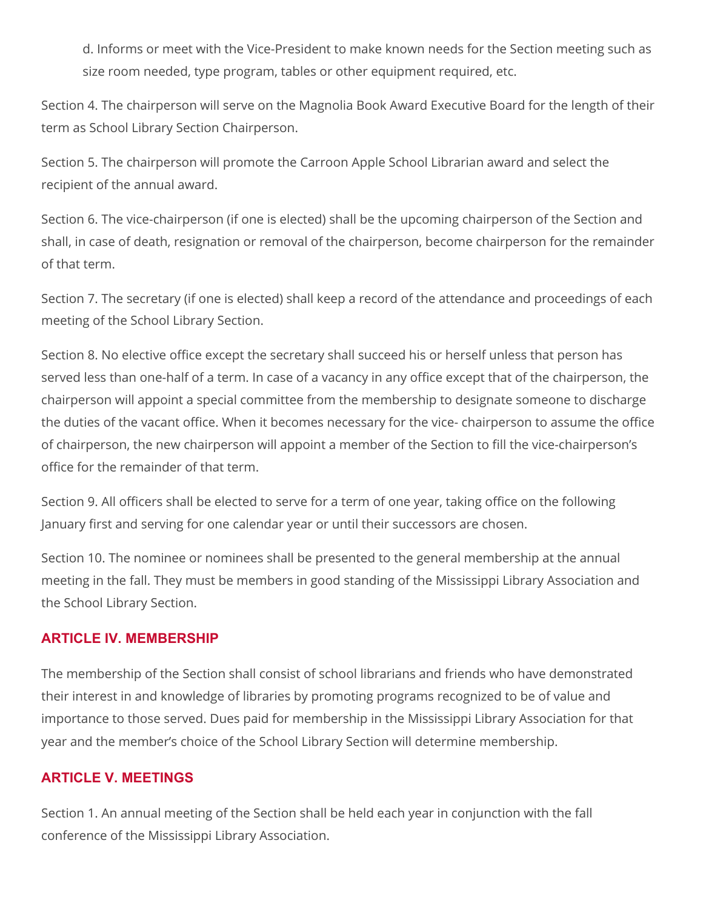d. Informs or meet with the Vice-President to make known needs for the Section meeting such as size room needed, type program, tables or other equipment required, etc.

Section 4. The chairperson will serve on the Magnolia Book Award Executive Board for the length of their term as School Library Section Chairperson.

Section 5. The chairperson will promote the Carroon Apple School Librarian award and select the recipient of the annual award.

Section 6. The vice-chairperson (if one is elected) shall be the upcoming chairperson of the Section and shall, in case of death, resignation or removal of the chairperson, become chairperson for the remainder of that term.

Section 7. The secretary (if one is elected) shall keep a record of the attendance and proceedings of each meeting of the School Library Section.

Section 8. No elective office except the secretary shall succeed his or herself unless that person has served less than one-half of a term. In case of a vacancy in any office except that of the chairperson, the chairperson will appoint a special committee from the membership to designate someone to discharge the duties of the vacant office. When it becomes necessary for the vice- chairperson to assume the office of chairperson, the new chairperson will appoint a member of the Section to fill the vice-chairperson's office for the remainder of that term.

Section 9. All officers shall be elected to serve for a term of one year, taking office on the following January first and serving for one calendar year or until their successors are chosen.

Section 10. The nominee or nominees shall be presented to the general membership at the annual meeting in the fall. They must be members in good standing of the Mississippi Library Association and the School Library Section.

## ARTICLE IV. MEMBERSHIP

The membership of the Section shall consist of school librarians and friends who have demonstrated their interest in and knowledge of libraries by promoting programs recognized to be of value and importance to those served. Dues paid for membership in the Mississippi Library Association for that year and the member's choice of the School Library Section will determine membership.

## ARTICLE V. MEETINGS

Section 1. An annual meeting of the Section shall be held each year in conjunction with the fall conference of the Mississippi Library Association.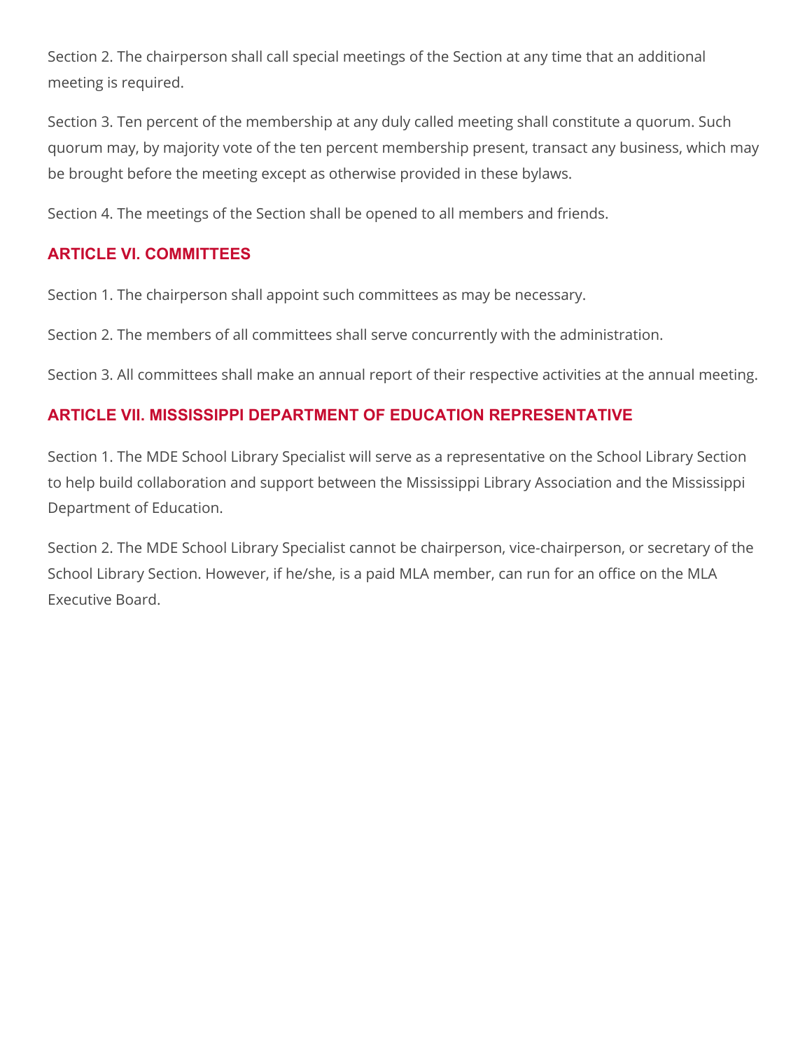Section 2. The chairperson shall call special meetings of the Section at any time that an additional meeting is required.

Section 3. Ten percent of the membership at any duly called meeting shall constitute a quorum. Such quorum may, by majority vote of the ten percent membership present, transact any business, which may be brought before the meeting except as otherwise provided in these bylaws.

Section 4. The meetings of the Section shall be opened to all members and friends.

## ARTICLE VI. COMMITTEES

Section 1. The chairperson shall appoint such committees as may be necessary.

Section 2. The members of all committees shall serve concurrently with the administration.

Section 3. All committees shall make an annual report of their respective activities at the annual meeting.

## ARTICLE VII. MISSISSIPPI DEPARTMENT OF EDUCATION REPRESENTATIVE

Section 1. The MDE School Library Specialist will serve as a representative on the School Library Section to help build collaboration and support between the Mississippi Library Association and the Mississippi Department of Education.

Section 2. The MDE School Library Specialist cannot be chairperson, vice-chairperson, or secretary of the School Library Section. However, if he/she, is a paid MLA member, can run for an office on the MLA Executive Board.